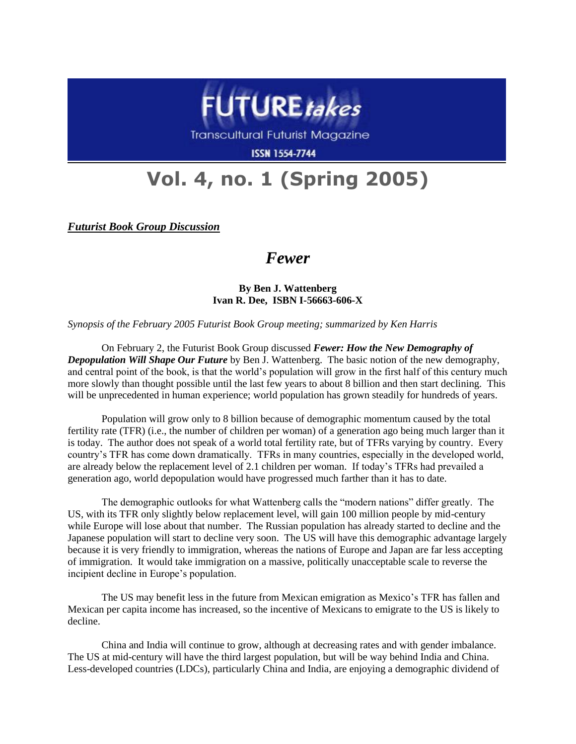# FUTURE*takes*

Transcultural Futurist Magazine

ISSN 1554-7744

# Vol. 4, no. 1 (Spring 2005)

***Futurist Book Group Discussion***

## *Fewer*

**By Ben J. Wattenberg**
**Ivan R. Dee, ISBN I-56663-606-X**

*Synopsis of the February 2005 Futurist Book Group meeting; summarized by Ken Harris*

On February 2, the Futurist Book Group discussed ***Fewer: How the New Demography of Depopulation Will Shape Our Future*** by Ben J. Wattenberg. The basic notion of the new demography, and central point of the book, is that the world's population will grow in the first half of this century much more slowly than thought possible until the last few years to about 8 billion and then start declining. This will be unprecedented in human experience; world population has grown steadily for hundreds of years.

Population will grow only to 8 billion because of demographic momentum caused by the total fertility rate (TFR) (i.e., the number of children per woman) of a generation ago being much larger than it is today. The author does not speak of a world total fertility rate, but of TFRs varying by country. Every country's TFR has come down dramatically. TFRs in many countries, especially in the developed world, are already below the replacement level of 2.1 children per woman. If today's TFRs had prevailed a generation ago, world depopulation would have progressed much farther than it has to date.

The demographic outlooks for what Wattenberg calls the "modern nations" differ greatly. The US, with its TFR only slightly below replacement level, will gain 100 million people by mid-century while Europe will lose about that number. The Russian population has already started to decline and the Japanese population will start to decline very soon. The US will have this demographic advantage largely because it is very friendly to immigration, whereas the nations of Europe and Japan are far less accepting of immigration. It would take immigration on a massive, politically unacceptable scale to reverse the incipient decline in Europe's population.

The US may benefit less in the future from Mexican emigration as Mexico's TFR has fallen and Mexican per capita income has increased, so the incentive of Mexicans to emigrate to the US is likely to decline.

China and India will continue to grow, although at decreasing rates and with gender imbalance. The US at mid-century will have the third largest population, but will be way behind India and China. Less-developed countries (LDCs), particularly China and India, are enjoying a demographic dividend of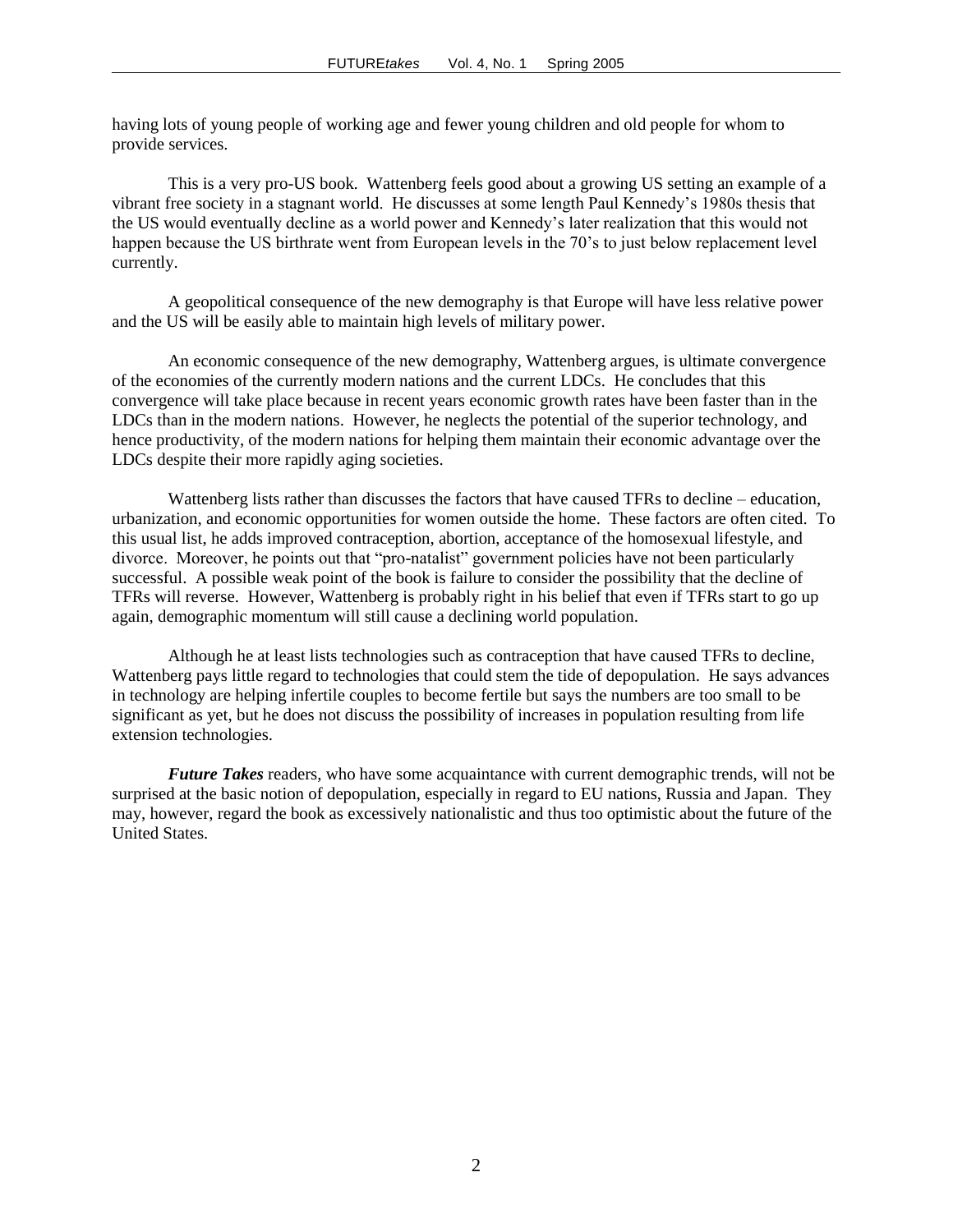having lots of young people of working age and fewer young children and old people for whom to provide services.

This is a very pro-US book. Wattenberg feels good about a growing US setting an example of a vibrant free society in a stagnant world. He discusses at some length Paul Kennedy's 1980s thesis that the US would eventually decline as a world power and Kennedy's later realization that this would not happen because the US birthrate went from European levels in the 70's to just below replacement level currently.

A geopolitical consequence of the new demography is that Europe will have less relative power and the US will be easily able to maintain high levels of military power.

An economic consequence of the new demography, Wattenberg argues, is ultimate convergence of the economies of the currently modern nations and the current LDCs. He concludes that this convergence will take place because in recent years economic growth rates have been faster than in the LDCs than in the modern nations. However, he neglects the potential of the superior technology, and hence productivity, of the modern nations for helping them maintain their economic advantage over the LDCs despite their more rapidly aging societies.

Wattenberg lists rather than discusses the factors that have caused TFRs to decline – education, urbanization, and economic opportunities for women outside the home. These factors are often cited. To this usual list, he adds improved contraception, abortion, acceptance of the homosexual lifestyle, and divorce. Moreover, he points out that "pro-natalist" government policies have not been particularly successful. A possible weak point of the book is failure to consider the possibility that the decline of TFRs will reverse. However, Wattenberg is probably right in his belief that even if TFRs start to go up again, demographic momentum will still cause a declining world population.

Although he at least lists technologies such as contraception that have caused TFRs to decline, Wattenberg pays little regard to technologies that could stem the tide of depopulation. He says advances in technology are helping infertile couples to become fertile but says the numbers are too small to be significant as yet, but he does not discuss the possibility of increases in population resulting from life extension technologies.

***Future Takes*** readers, who have some acquaintance with current demographic trends, will not be surprised at the basic notion of depopulation, especially in regard to EU nations, Russia and Japan. They may, however, regard the book as excessively nationalistic and thus too optimistic about the future of the United States.